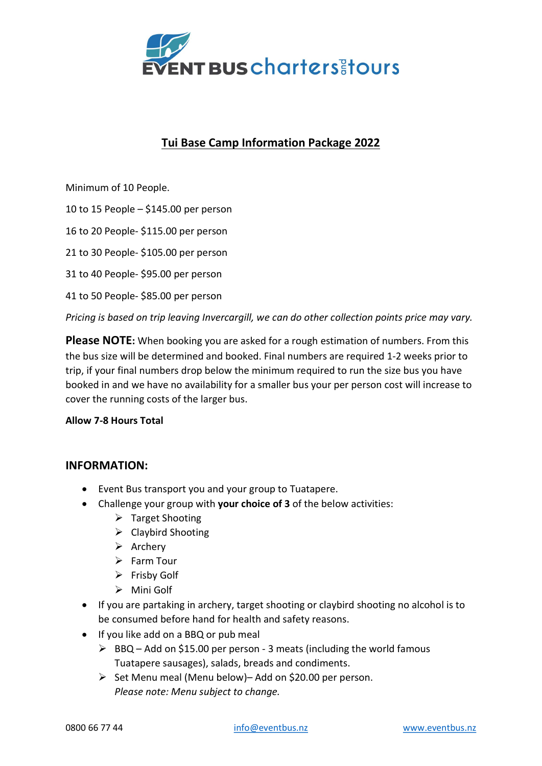# Tui Base Camp Information Package 2022

Minimum of 10 People.

10 to 15 People – $145.00 per person

16 to 20 People- $115.00 per person

21 to 30 People- $105.00 per person

31 to 40 People- $95.00 per person

41 to 50 People- $85.00 per person

*Pricing is based on trip leaving Invercargill, we can do other collection points price may vary.*

**Please NOTE:** When booking you are asked for a rough estimation of numbers. From this the bus size will be determined and booked. Final numbers are required 1-2 weeks prior to trip, if your final numbers drop below the minimum required to run the size bus you have booked in and we have no availability for a smaller bus your per person cost will increase to cover the running costs of the larger bus.

**Allow 7-8 Hours Total**

## INFORMATION:

- Event Bus transport you and your group to Tuatapere.
- Challenge your group with **your choice of 3** of the below activities:
  - Target Shooting
  - Claybird Shooting
  - Archery
  - Farm Tour
  - Frisby Golf
  - Mini Golf
- If you are partaking in archery, target shooting or claybird shooting no alcohol is to be consumed before hand for health and safety reasons.
- If you like add on a BBQ or pub meal
  - BBQ – Add on $15.00 per person - 3 meats (including the world famous Tuatapere sausages), salads, breads and condiments.
  - Set Menu meal (Menu below)– Add on $20.00 per person.
    *Please note: Menu subject to change.*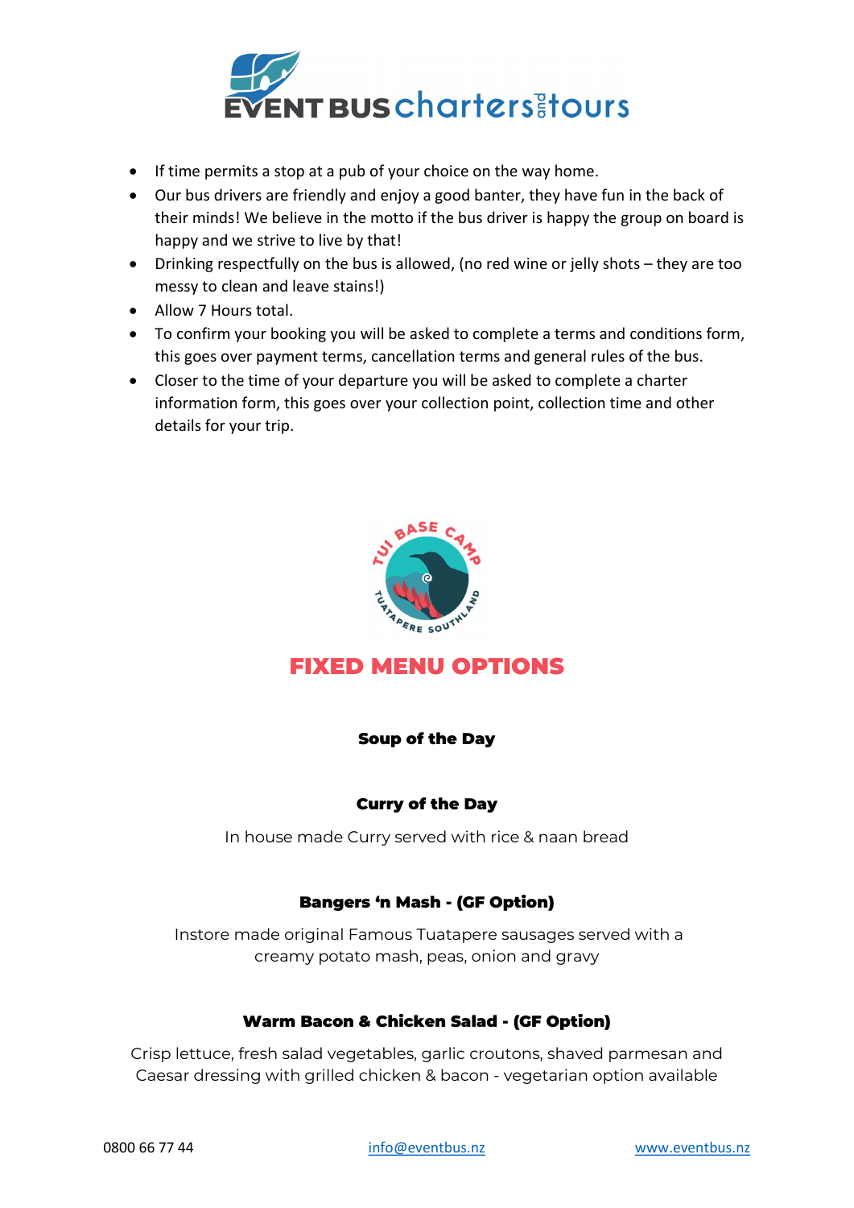- If time permits a stop at a pub of your choice on the way home.
- Our bus drivers are friendly and enjoy a good banter, they have fun in the back of their minds! We believe in the motto if the bus driver is happy the group on board is happy and we strive to live by that!
- Drinking respectfully on the bus is allowed, (no red wine or jelly shots – they are too messy to clean and leave stains!)
- Allow 7 Hours total.
- To confirm your booking you will be asked to complete a terms and conditions form, this goes over payment terms, cancellation terms and general rules of the bus.
- Closer to the time of your departure you will be asked to complete a charter information form, this goes over your collection point, collection time and other details for your trip.

## FIXED MENU OPTIONS

**Soup of the Day**

**Curry of the Day**

In house made Curry served with rice & naan bread

**Bangers 'n Mash - (GF Option)**

Instore made original Famous Tuatapere sausages served with a creamy potato mash, peas, onion and gravy

**Warm Bacon & Chicken Salad - (GF Option)**

Crisp lettuce, fresh salad vegetables, garlic croutons, shaved parmesan and Caesar dressing with grilled chicken & bacon - vegetarian option available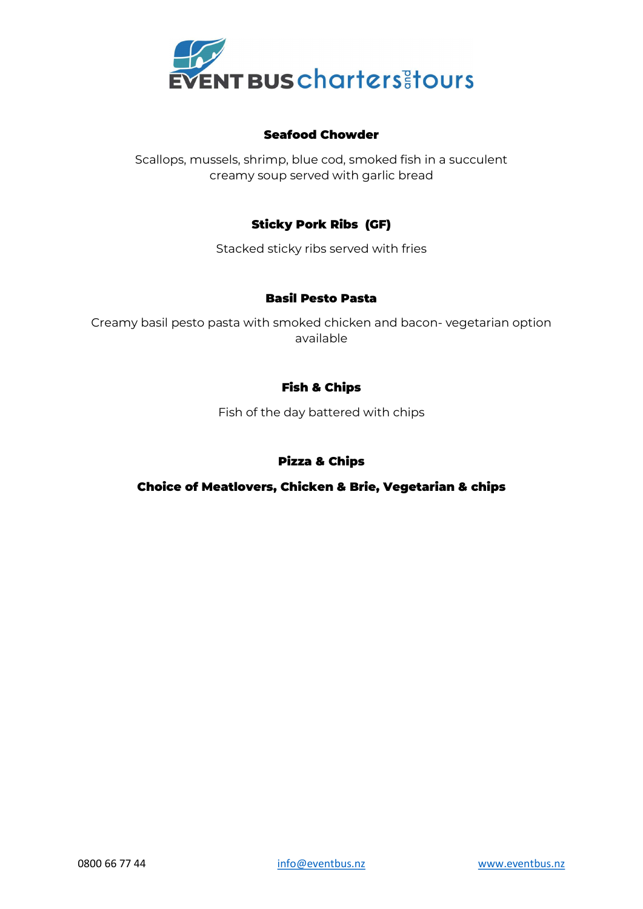**Seafood Chowder**

Scallops, mussels, shrimp, blue cod, smoked fish in a succulent creamy soup served with garlic bread

**Sticky Pork Ribs (GF)**

Stacked sticky ribs served with fries

**Basil Pesto Pasta**

Creamy basil pesto pasta with smoked chicken and bacon- vegetarian option available

**Fish & Chips**

Fish of the day battered with chips

**Pizza & Chips**

**Choice of Meatlovers, Chicken & Brie, Vegetarian & chips**